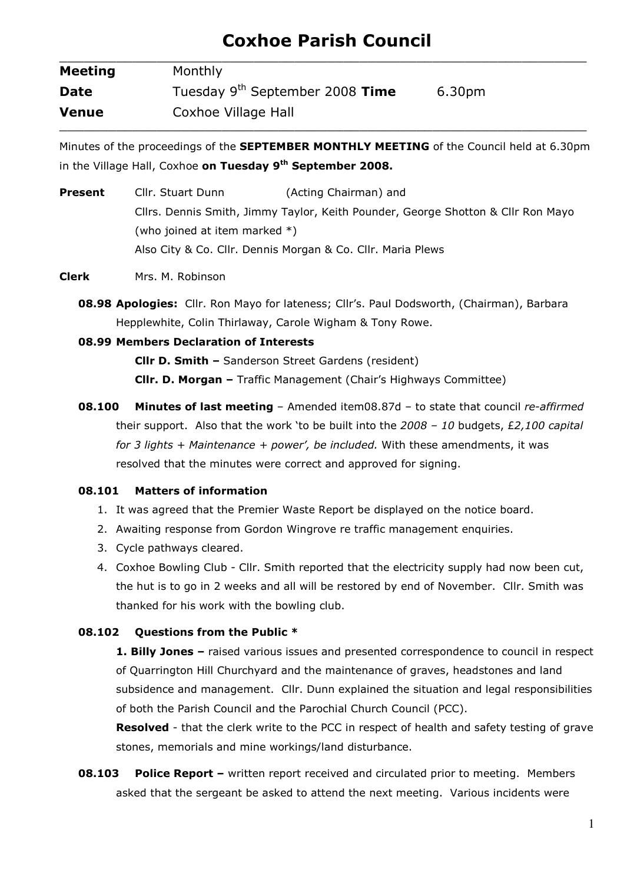# Coxhoe Parish Council

| | | | |
|---|---|---|---|
| **Meeting** | Monthly | | |
| **Date** | Tuesday 9th September 2008 | **Time** | 6.30pm |
| **Venue** | Coxhoe Village Hall | | |

Minutes of the proceedings of the **SEPTEMBER MONTHLY MEETING** of the Council held at 6.30pm in the Village Hall, Coxhoe **on Tuesday 9th September 2008.**

**Present** Cllr. Stuart Dunn (Acting Chairman) and
Cllrs. Dennis Smith, Jimmy Taylor, Keith Pounder, George Shotton & Cllr Ron Mayo (who joined at item marked *)
Also City & Co. Cllr. Dennis Morgan & Co. Cllr. Maria Plews

**Clerk** Mrs. M. Robinson

**08.98 Apologies:** Cllr. Ron Mayo for lateness; Cllr's. Paul Dodsworth, (Chairman), Barbara Hepplewhite, Colin Thirlaway, Carole Wigham & Tony Rowe.

**08.99 Members Declaration of Interests**

**Cllr D. Smith –** Sanderson Street Gardens (resident)

**Cllr. D. Morgan –** Traffic Management (Chair's Highways Committee)

**08.100 Minutes of last meeting** – Amended item08.87d – to state that council *re-affirmed* their support. Also that the work 'to be built into the *2008 – 10* budgets, *£2,100 capital for 3 lights + Maintenance + power', be included.* With these amendments, it was resolved that the minutes were correct and approved for signing.

**08.101 Matters of information**

1. It was agreed that the Premier Waste Report be displayed on the notice board.
2. Awaiting response from Gordon Wingrove re traffic management enquiries.
3. Cycle pathways cleared.
4. Coxhoe Bowling Club - Cllr. Smith reported that the electricity supply had now been cut, the hut is to go in 2 weeks and all will be restored by end of November. Cllr. Smith was thanked for his work with the bowling club.

**08.102 Questions from the Public ***

**1. Billy Jones –** raised various issues and presented correspondence to council in respect of Quarrington Hill Churchyard and the maintenance of graves, headstones and land subsidence and management. Cllr. Dunn explained the situation and legal responsibilities of both the Parish Council and the Parochial Church Council (PCC).

**Resolved** - that the clerk write to the PCC in respect of health and safety testing of grave stones, memorials and mine workings/land disturbance.

**08.103 Police Report –** written report received and circulated prior to meeting. Members asked that the sergeant be asked to attend the next meeting. Various incidents were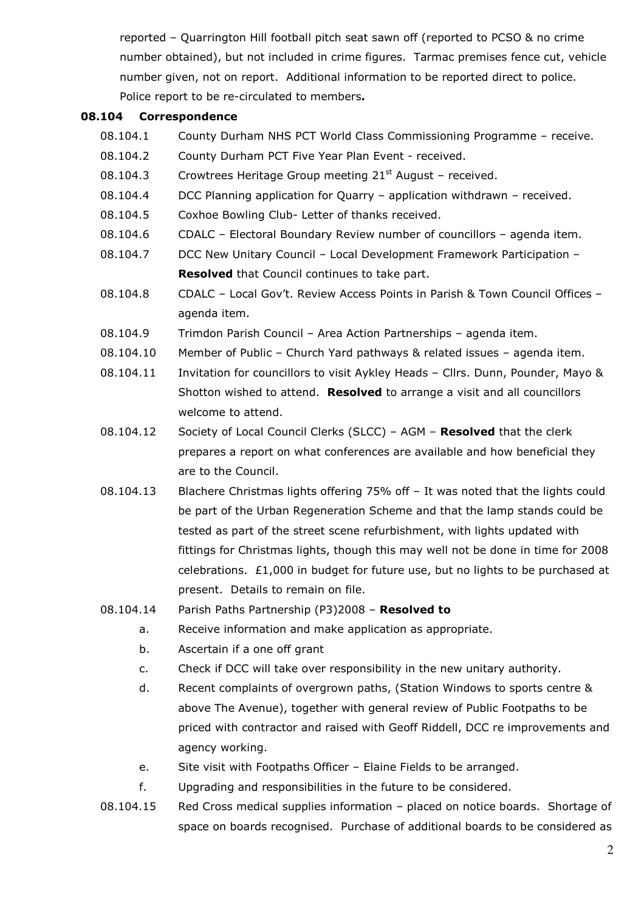reported – Quarrington Hill football pitch seat sawn off (reported to PCSO & no crime number obtained), but not included in crime figures. Tarmac premises fence cut, vehicle number given, not on report. Additional information to be reported direct to police. Police report to be re-circulated to members**.**

**08.104 Correspondence**

08.104.1 County Durham NHS PCT World Class Commissioning Programme – receive.

08.104.2 County Durham PCT Five Year Plan Event - received.

08.104.3 Crowtrees Heritage Group meeting 21st August – received.

08.104.4 DCC Planning application for Quarry – application withdrawn – received.

08.104.5 Coxhoe Bowling Club- Letter of thanks received.

08.104.6 CDALC – Electoral Boundary Review number of councillors – agenda item.

08.104.7 DCC New Unitary Council – Local Development Framework Participation – **Resolved** that Council continues to take part.

08.104.8 CDALC – Local Gov't. Review Access Points in Parish & Town Council Offices – agenda item.

08.104.9 Trimdon Parish Council – Area Action Partnerships – agenda item.

08.104.10 Member of Public – Church Yard pathways & related issues – agenda item.

08.104.11 Invitation for councillors to visit Aykley Heads – Cllrs. Dunn, Pounder, Mayo & Shotton wished to attend. **Resolved** to arrange a visit and all councillors welcome to attend.

08.104.12 Society of Local Council Clerks (SLCC) – AGM – **Resolved** that the clerk prepares a report on what conferences are available and how beneficial they are to the Council.

08.104.13 Blachere Christmas lights offering 75% off – It was noted that the lights could be part of the Urban Regeneration Scheme and that the lamp stands could be tested as part of the street scene refurbishment, with lights updated with fittings for Christmas lights, though this may well not be done in time for 2008 celebrations. £1,000 in budget for future use, but no lights to be purchased at present. Details to remain on file.

08.104.14 Parish Paths Partnership (P3)2008 – **Resolved to**

a. Receive information and make application as appropriate.

b. Ascertain if a one off grant

c. Check if DCC will take over responsibility in the new unitary authority.

d. Recent complaints of overgrown paths, (Station Windows to sports centre & above The Avenue), together with general review of Public Footpaths to be priced with contractor and raised with Geoff Riddell, DCC re improvements and agency working.

e. Site visit with Footpaths Officer – Elaine Fields to be arranged.

f. Upgrading and responsibilities in the future to be considered.

08.104.15 Red Cross medical supplies information – placed on notice boards. Shortage of space on boards recognised. Purchase of additional boards to be considered as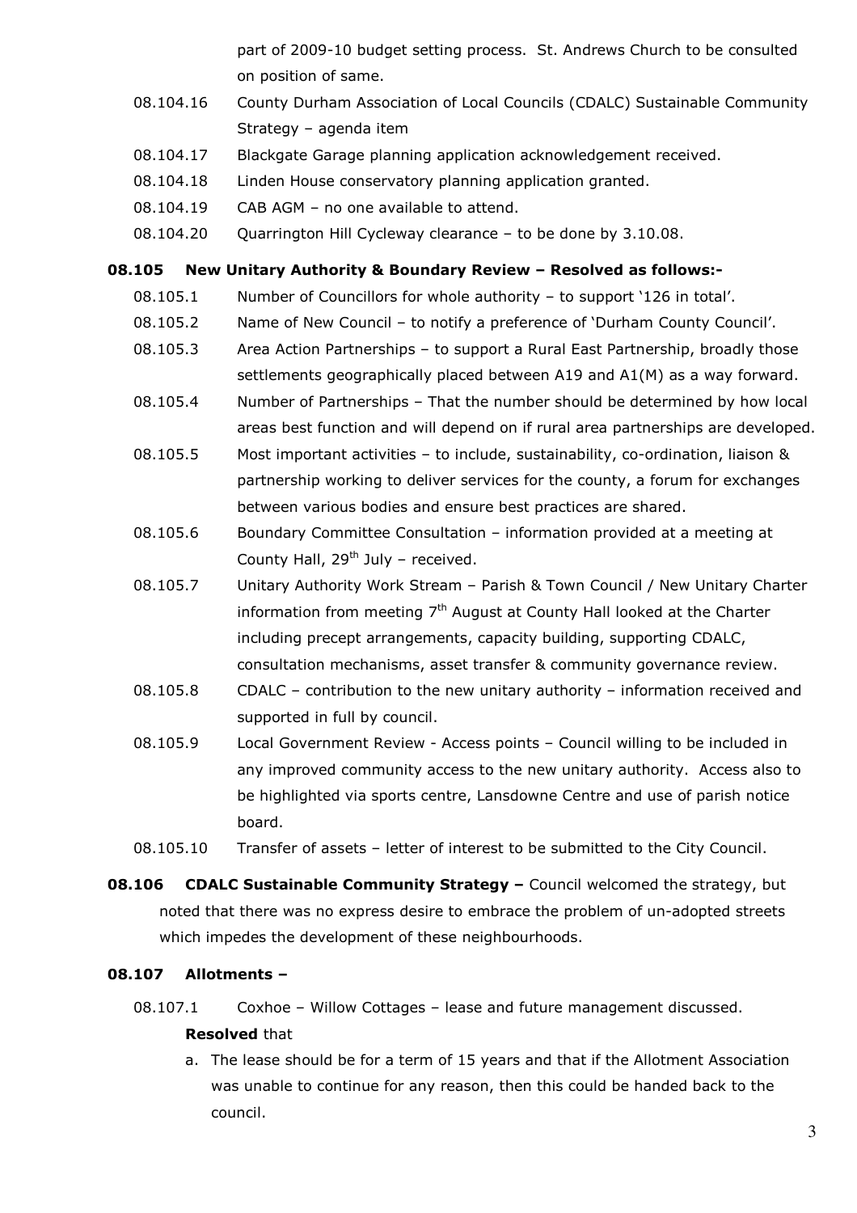part of 2009-10 budget setting process. St. Andrews Church to be consulted on position of same.

08.104.16 County Durham Association of Local Councils (CDALC) Sustainable Community Strategy – agenda item

08.104.17 Blackgate Garage planning application acknowledgement received.

08.104.18 Linden House conservatory planning application granted.

08.104.19 CAB AGM – no one available to attend.

08.104.20 Quarrington Hill Cycleway clearance – to be done by 3.10.08.

**08.105 New Unitary Authority & Boundary Review – Resolved as follows:-**

08.105.1 Number of Councillors for whole authority – to support '126 in total'.

08.105.2 Name of New Council – to notify a preference of 'Durham County Council'.

08.105.3 Area Action Partnerships – to support a Rural East Partnership, broadly those settlements geographically placed between A19 and A1(M) as a way forward.

08.105.4 Number of Partnerships – That the number should be determined by how local areas best function and will depend on if rural area partnerships are developed.

08.105.5 Most important activities – to include, sustainability, co-ordination, liaison & partnership working to deliver services for the county, a forum for exchanges between various bodies and ensure best practices are shared.

08.105.6 Boundary Committee Consultation – information provided at a meeting at County Hall, 29th July – received.

08.105.7 Unitary Authority Work Stream – Parish & Town Council / New Unitary Charter information from meeting 7th August at County Hall looked at the Charter including precept arrangements, capacity building, supporting CDALC, consultation mechanisms, asset transfer & community governance review.

08.105.8 CDALC – contribution to the new unitary authority – information received and supported in full by council.

08.105.9 Local Government Review - Access points – Council willing to be included in any improved community access to the new unitary authority. Access also to be highlighted via sports centre, Lansdowne Centre and use of parish notice board.

08.105.10 Transfer of assets – letter of interest to be submitted to the City Council.

**08.106 CDALC Sustainable Community Strategy –** Council welcomed the strategy, but noted that there was no express desire to embrace the problem of un-adopted streets which impedes the development of these neighbourhoods.

**08.107 Allotments –**

08.107.1 Coxhoe – Willow Cottages – lease and future management discussed.

**Resolved** that

a. The lease should be for a term of 15 years and that if the Allotment Association was unable to continue for any reason, then this could be handed back to the council.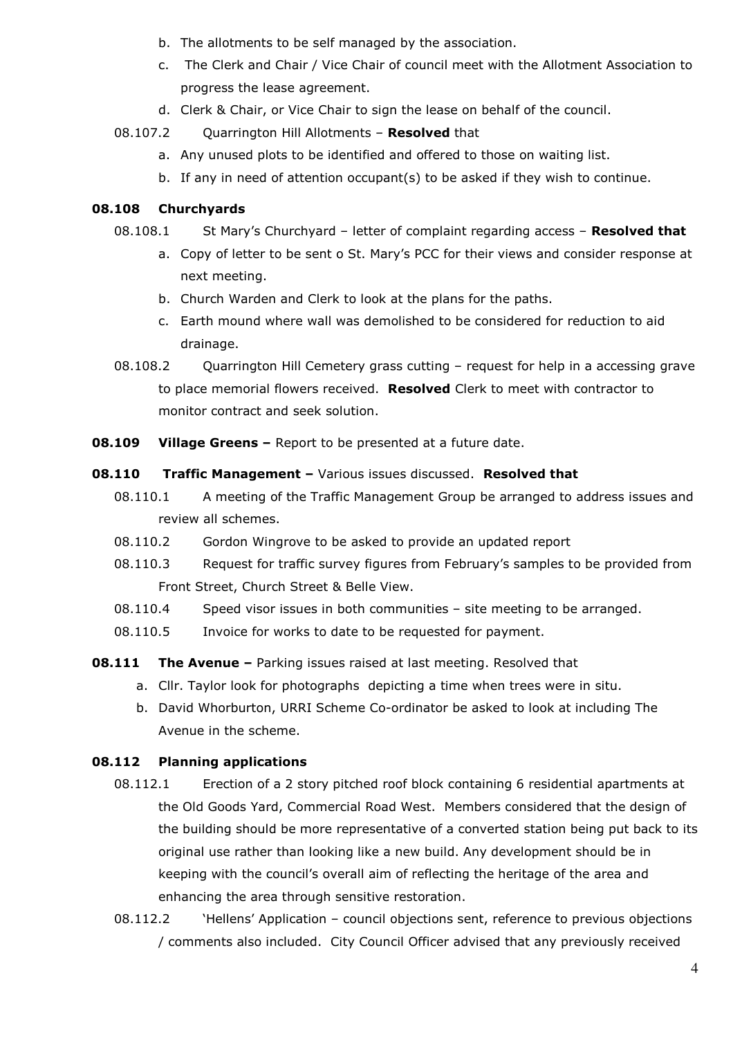b. The allotments to be self managed by the association.

c. The Clerk and Chair / Vice Chair of council meet with the Allotment Association to progress the lease agreement.

d. Clerk & Chair, or Vice Chair to sign the lease on behalf of the council.

08.107.2 Quarrington Hill Allotments – **Resolved** that

a. Any unused plots to be identified and offered to those on waiting list.

b. If any in need of attention occupant(s) to be asked if they wish to continue.

**08.108 Churchyards**

08.108.1 St Mary's Churchyard – letter of complaint regarding access – **Resolved that**

a. Copy of letter to be sent o St. Mary's PCC for their views and consider response at next meeting.

b. Church Warden and Clerk to look at the plans for the paths.

c. Earth mound where wall was demolished to be considered for reduction to aid drainage.

08.108.2 Quarrington Hill Cemetery grass cutting – request for help in a accessing grave to place memorial flowers received. **Resolved** Clerk to meet with contractor to monitor contract and seek solution.

**08.109 Village Greens –** Report to be presented at a future date.

**08.110 Traffic Management –** Various issues discussed. **Resolved that**

08.110.1 A meeting of the Traffic Management Group be arranged to address issues and review all schemes.

08.110.2 Gordon Wingrove to be asked to provide an updated report

08.110.3 Request for traffic survey figures from February's samples to be provided from Front Street, Church Street & Belle View.

08.110.4 Speed visor issues in both communities – site meeting to be arranged.

08.110.5 Invoice for works to date to be requested for payment.

**08.111 The Avenue –** Parking issues raised at last meeting. Resolved that

a. Cllr. Taylor look for photographs depicting a time when trees were in situ.

b. David Whorburton, URRI Scheme Co-ordinator be asked to look at including The Avenue in the scheme.

**08.112 Planning applications**

08.112.1 Erection of a 2 story pitched roof block containing 6 residential apartments at the Old Goods Yard, Commercial Road West. Members considered that the design of the building should be more representative of a converted station being put back to its original use rather than looking like a new build. Any development should be in keeping with the council's overall aim of reflecting the heritage of the area and enhancing the area through sensitive restoration.

08.112.2 'Hellens' Application – council objections sent, reference to previous objections / comments also included. City Council Officer advised that any previously received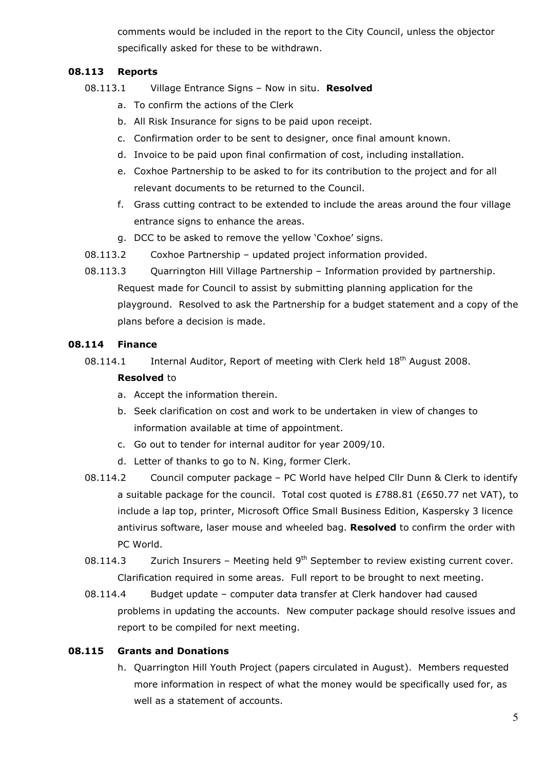comments would be included in the report to the City Council, unless the objector specifically asked for these to be withdrawn.

**08.113 Reports**

08.113.1 Village Entrance Signs – Now in situ. **Resolved**

a. To confirm the actions of the Clerk
b. All Risk Insurance for signs to be paid upon receipt.
c. Confirmation order to be sent to designer, once final amount known.
d. Invoice to be paid upon final confirmation of cost, including installation.
e. Coxhoe Partnership to be asked to for its contribution to the project and for all relevant documents to be returned to the Council.
f. Grass cutting contract to be extended to include the areas around the four village entrance signs to enhance the areas.
g. DCC to be asked to remove the yellow 'Coxhoe' signs.

08.113.2 Coxhoe Partnership – updated project information provided.

08.113.3 Quarrington Hill Village Partnership – Information provided by partnership. Request made for Council to assist by submitting planning application for the playground. Resolved to ask the Partnership for a budget statement and a copy of the plans before a decision is made.

**08.114 Finance**

08.114.1 Internal Auditor, Report of meeting with Clerk held 18th August 2008. **Resolved** to

a. Accept the information therein.
b. Seek clarification on cost and work to be undertaken in view of changes to information available at time of appointment.
c. Go out to tender for internal auditor for year 2009/10.
d. Letter of thanks to go to N. King, former Clerk.

08.114.2 Council computer package – PC World have helped Cllr Dunn & Clerk to identify a suitable package for the council. Total cost quoted is £788.81 (£650.77 net VAT), to include a lap top, printer, Microsoft Office Small Business Edition, Kaspersky 3 licence antivirus software, laser mouse and wheeled bag. **Resolved** to confirm the order with PC World.

08.114.3 Zurich Insurers – Meeting held 9th September to review existing current cover. Clarification required in some areas. Full report to be brought to next meeting.

08.114.4 Budget update – computer data transfer at Clerk handover had caused problems in updating the accounts. New computer package should resolve issues and report to be compiled for next meeting.

**08.115 Grants and Donations**

h. Quarrington Hill Youth Project (papers circulated in August). Members requested more information in respect of what the money would be specifically used for, as well as a statement of accounts.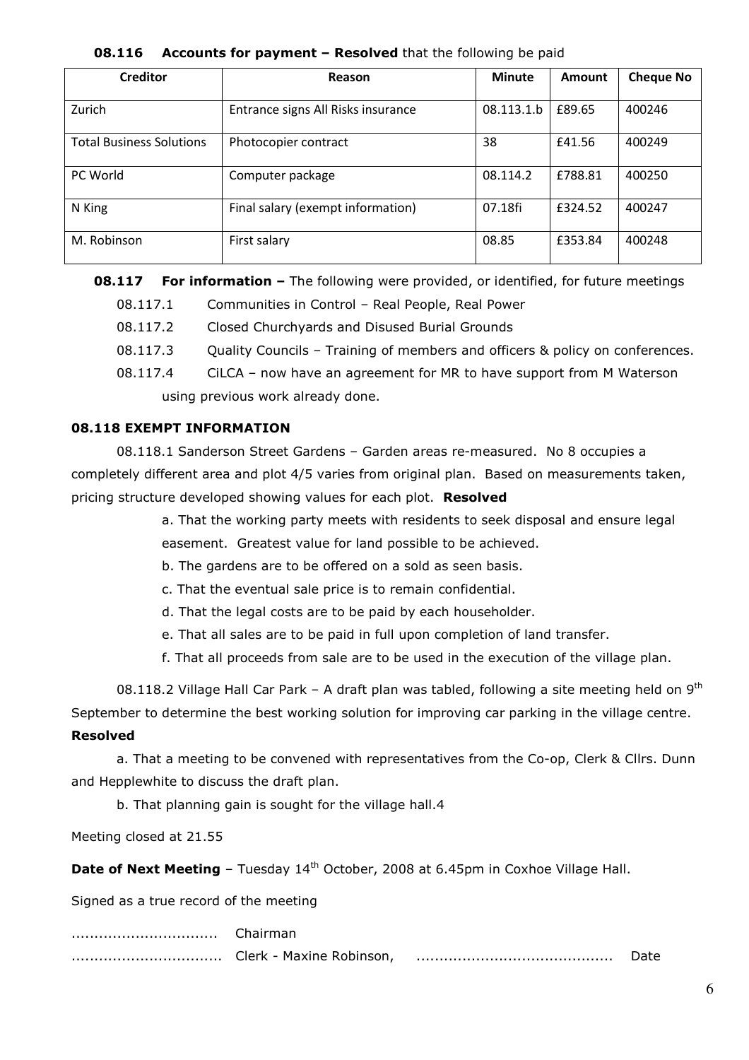**08.116 Accounts for payment – Resolved** that the following be paid

| Creditor | Reason | Minute | Amount | Cheque No |
|---|---|---|---|---|
| Zurich | Entrance signs All Risks insurance | 08.113.1.b | £89.65 | 400246 |
| Total Business Solutions | Photocopier contract | 38 | £41.56 | 400249 |
| PC World | Computer package | 08.114.2 | £788.81 | 400250 |
| N King | Final salary (exempt information) | 07.18fi | £324.52 | 400247 |
| M. Robinson | First salary | 08.85 | £353.84 | 400248 |

**08.117 For information –** The following were provided, or identified, for future meetings

08.117.1 Communities in Control – Real People, Real Power

08.117.2 Closed Churchyards and Disused Burial Grounds

08.117.3 Quality Councils – Training of members and officers & policy on conferences.

08.117.4 CiLCA – now have an agreement for MR to have support from M Waterson using previous work already done.

**08.118 EXEMPT INFORMATION**

08.118.1 Sanderson Street Gardens – Garden areas re-measured. No 8 occupies a completely different area and plot 4/5 varies from original plan. Based on measurements taken, pricing structure developed showing values for each plot. **Resolved**

a. That the working party meets with residents to seek disposal and ensure legal easement. Greatest value for land possible to be achieved.

b. The gardens are to be offered on a sold as seen basis.

c. That the eventual sale price is to remain confidential.

d. That the legal costs are to be paid by each householder.

e. That all sales are to be paid in full upon completion of land transfer.

f. That all proceeds from sale are to be used in the execution of the village plan.

08.118.2 Village Hall Car Park – A draft plan was tabled, following a site meeting held on 9th September to determine the best working solution for improving car parking in the village centre.

**Resolved**

a. That a meeting to be convened with representatives from the Co-op, Clerk & Cllrs. Dunn and Hepplewhite to discuss the draft plan.

b. That planning gain is sought for the village hall.4

Meeting closed at 21.55

**Date of Next Meeting** – Tuesday 14th October, 2008 at 6.45pm in Coxhoe Village Hall.

Signed as a true record of the meeting

................................ Chairman

................................ Clerk - Maxine Robinson, .......................................... Date